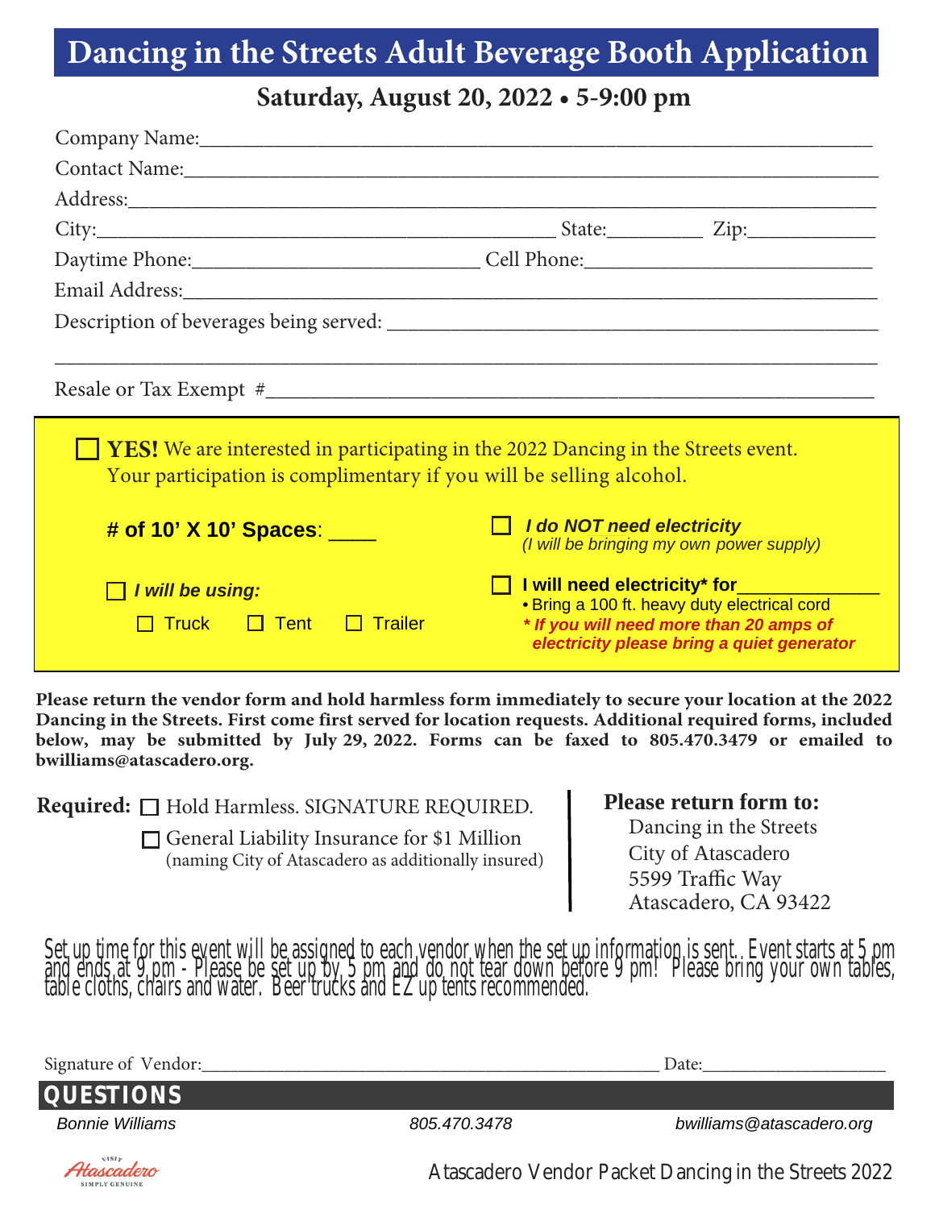# Dancing in the Streets Adult Beverage Booth Application

## Saturday, August 20, 2022 • 5-9:00 pm

Company Name:_______________________________________________

Contact Name:_______________________________________________

Address:_______________________________________________

City:_______________________ State:_________ Zip:____________

Daytime Phone:_______________________ Cell Phone:_______________________

Email Address:_______________________________________________

Description of beverages being served: _______________________________________________

_______________________________________________

Resale or Tax Exempt #_______________________________________________

☐ **YES!** We are interested in participating in the 2022 Dancing in the Streets event. Your participation is complimentary if you will be selling alcohol.

**# of 10' X 10' Spaces**: ____

☐ ***I will be using:***

☐ Truck ☐ Tent ☐ Trailer

☐ ***I do NOT need electricity***
*(I will be bringing my own power supply)*

☐ **I will need electricity\* for**_____________
- Bring a 100 ft. heavy duty electrical cord

***\* If you will need more than 20 amps of electricity please bring a quiet generator***

**Please return the vendor form and hold harmless form immediately to secure your location at the 2022 Dancing in the Streets. First come first served for location requests. Additional required forms, included below, may be submitted by July 29, 2022. Forms can be faxed to 805.470.3479 or emailed to bwilliams@atascadero.org.**

**Required:** ☐ Hold Harmless. SIGNATURE REQUIRED.

☐ General Liability Insurance for $1 Million (naming City of Atascadero as additionally insured)

**Please return form to:**
Dancing in the Streets
City of Atascadero
5599 Traffic Way
Atascadero, CA 93422

Set up time for this event will be assigned to each vendor when the set up information is sent. Event starts at 5 pm and ends at 9 pm - Please be set up by 5 pm and do not tear down before 9 pm! Please bring your own tables, table cloths, chairs and water. Beer trucks and EZ up tents recommended.

Signature of Vendor:_______________________________________ Date:__________________

**QUESTIONS**

*Bonnie Williams* *805.470.3478* *bwilliams@atascadero.org*

Visit Atascadero Simply Genuine

Atascadero Vendor Packet Dancing in the Streets 2022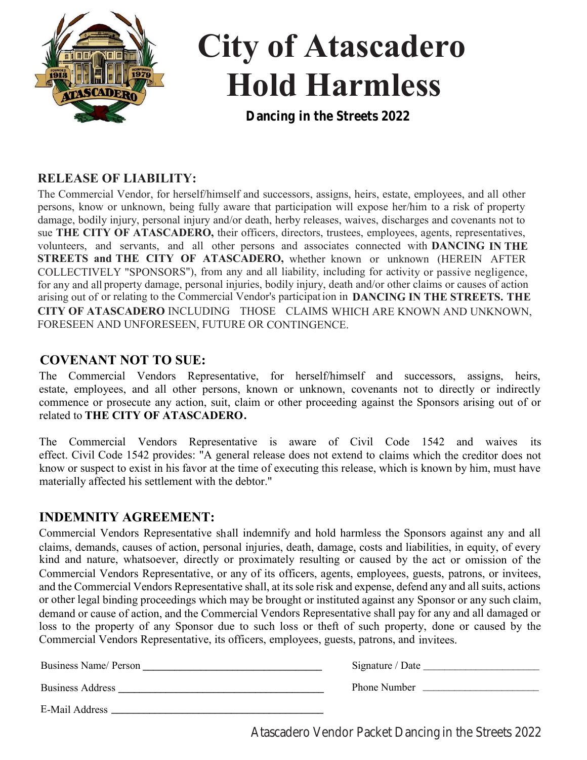# City of Atascadero Hold Harmless

**Dancing in the Streets 2022**

## RELEASE OF LIABILITY:

The Commercial Vendor, for herself/himself and successors, assigns, heirs, estate, employees, and all other persons, know or unknown, being fully aware that participation will expose her/him to a risk of property damage, bodily injury, personal injury and/or death, herby releases, waives, discharges and covenants not to sue **THE CITY OF ATASCADERO,** their officers, directors, trustees, employees, agents, representatives, volunteers, and servants, and all other persons and associates connected with **DANCING IN THE STREETS and THE CITY OF ATASCADERO,** whether known or unknown (HEREIN AFTER COLLECTIVELY "SPONSORS"), from any and all liability, including for activity or passive negligence, for any and all property damage, personal injuries, bodily injury, death and/or other claims or causes of action arising out of or relating to the Commercial Vendor's participation in **DANCING IN THE STREETS. THE CITY OF ATASCADERO** INCLUDING THOSE CLAIMS WHICH ARE KNOWN AND UNKNOWN, FORESEEN AND UNFORESEEN, FUTURE OR CONTINGENCE.

## COVENANT NOT TO SUE:

The Commercial Vendors Representative, for herself/himself and successors, assigns, heirs, estate, employees, and all other persons, known or unknown, covenants not to directly or indirectly commence or prosecute any action, suit, claim or other proceeding against the Sponsors arising out of or related to **THE CITY OF ATASCADERO.**

The Commercial Vendors Representative is aware of Civil Code 1542 and waives its effect. Civil Code 1542 provides: "A general release does not extend to claims which the creditor does not know or suspect to exist in his favor at the time of executing this release, which is known by him, must have materially affected his settlement with the debtor."

## INDEMNITY AGREEMENT:

Commercial Vendors Representative shall indemnify and hold harmless the Sponsors against any and all claims, demands, causes of action, personal injuries, death, damage, costs and liabilities, in equity, of every kind and nature, whatsoever, directly or proximately resulting or caused by the act or omission of the Commercial Vendors Representative, or any of its officers, agents, employees, guests, patrons, or invitees, and the Commercial Vendors Representative shall, at its sole risk and expense, defend any and all suits, actions or other legal binding proceedings which may be brought or instituted against any Sponsor or any such claim, demand or cause of action, and the Commercial Vendors Representative shall pay for any and all damaged or loss to the property of any Sponsor due to such loss or theft of such property, done or caused by the Commercial Vendors Representative, its officers, employees, guests, patrons, and invitees.

Business Name/ Person ______________________________ Signature / Date ____________________

Business Address ______________________________ Phone Number ____________________

E-Mail Address ______________________________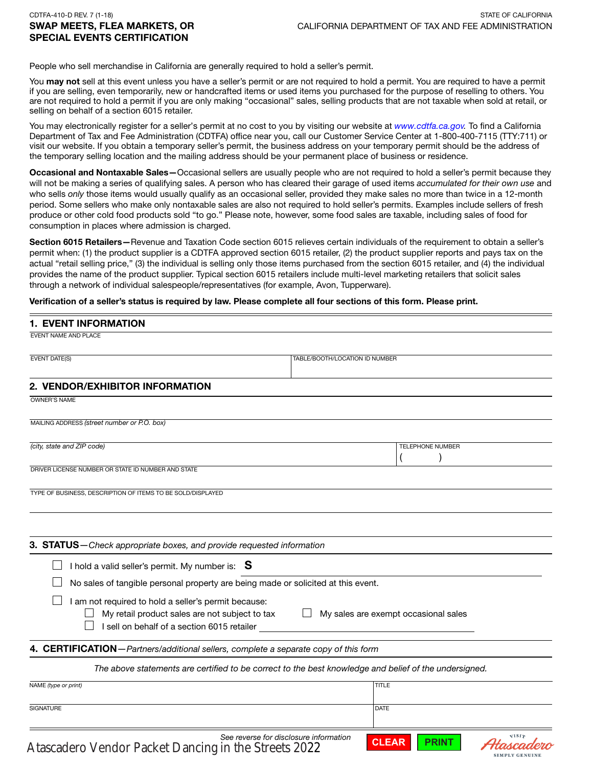CDTFA-410-D REV. 7 (1-18)

**SWAP MEETS, FLEA MARKETS, OR SPECIAL EVENTS CERTIFICATION**

STATE OF CALIFORNIA
CALIFORNIA DEPARTMENT OF TAX AND FEE ADMINISTRATION

People who sell merchandise in California are generally required to hold a seller's permit.

You **may not** sell at this event unless you have a seller's permit or are not required to hold a permit. You are required to have a permit if you are selling, even temporarily, new or handcrafted items or used items you purchased for the purpose of reselling to others. You are not required to hold a permit if you are only making "occasional" sales, selling products that are not taxable when sold at retail, or selling on behalf of a section 6015 retailer.

You may electronically register for a seller's permit at no cost to you by visiting our website at *www.cdtfa.ca.gov*. To find a California Department of Tax and Fee Administration (CDTFA) office near you, call our Customer Service Center at 1-800-400-7115 (TTY:711) or visit our website. If you obtain a temporary seller's permit, the business address on your temporary permit should be the address of the temporary selling location and the mailing address should be your permanent place of business or residence.

**Occasional and Nontaxable Sales—**Occasional sellers are usually people who are not required to hold a seller's permit because they will not be making a series of qualifying sales. A person who has cleared their garage of used items *accumulated for their own use* and who sells *only* those items would usually qualify as an occasional seller, provided they make sales no more than twice in a 12-month period. Some sellers who make only nontaxable sales are also not required to hold seller's permits. Examples include sellers of fresh produce or other cold food products sold "to go." Please note, however, some food sales are taxable, including sales of food for consumption in places where admission is charged.

**Section 6015 Retailers—**Revenue and Taxation Code section 6015 relieves certain individuals of the requirement to obtain a seller's permit when: (1) the product supplier is a CDTFA approved section 6015 retailer, (2) the product supplier reports and pays tax on the actual "retail selling price," (3) the individual is selling only those items purchased from the section 6015 retailer, and (4) the individual provides the name of the product supplier. Typical section 6015 retailers include multi-level marketing retailers that solicit sales through a network of individual salespeople/representatives (for example, Avon, Tupperware).

**Verification of a seller's status is required by law. Please complete all four sections of this form. Please print.**

## 1. EVENT INFORMATION

EVENT NAME AND PLACE

EVENT DATE(S) | TABLE/BOOTH/LOCATION ID NUMBER

## 2. VENDOR/EXHIBITOR INFORMATION

OWNER'S NAME

MAILING ADDRESS *(street number or P.O. box)*

*(city, state and ZIP code)* | TELEPHONE NUMBER ( )

DRIVER LICENSE NUMBER OR STATE ID NUMBER AND STATE

TYPE OF BUSINESS, DESCRIPTION OF ITEMS TO BE SOLD/DISPLAYED

## 3. STATUS—*Check appropriate boxes, and provide requested information*

- ☐ I hold a valid seller's permit. My number is: **S** ____________
- ☐ No sales of tangible personal property are being made or solicited at this event.
- ☐ I am not required to hold a seller's permit because:
  - ☐ My retail product sales are not subject to tax
  - ☐ My sales are exempt occasional sales
  - ☐ I sell on behalf of a section 6015 retailer ____________

## 4. CERTIFICATION—*Partners/additional sellers, complete a separate copy of this form*

*The above statements are certified to be correct to the best knowledge and belief of the undersigned.*

NAME *(type or print)* | TITLE

SIGNATURE | DATE

*See reverse for disclosure information*

CLEAR PRINT

Atascadero Vendor Packet Dancing in the Streets 2022

Visit Atascadero SIMPLY GENUINE